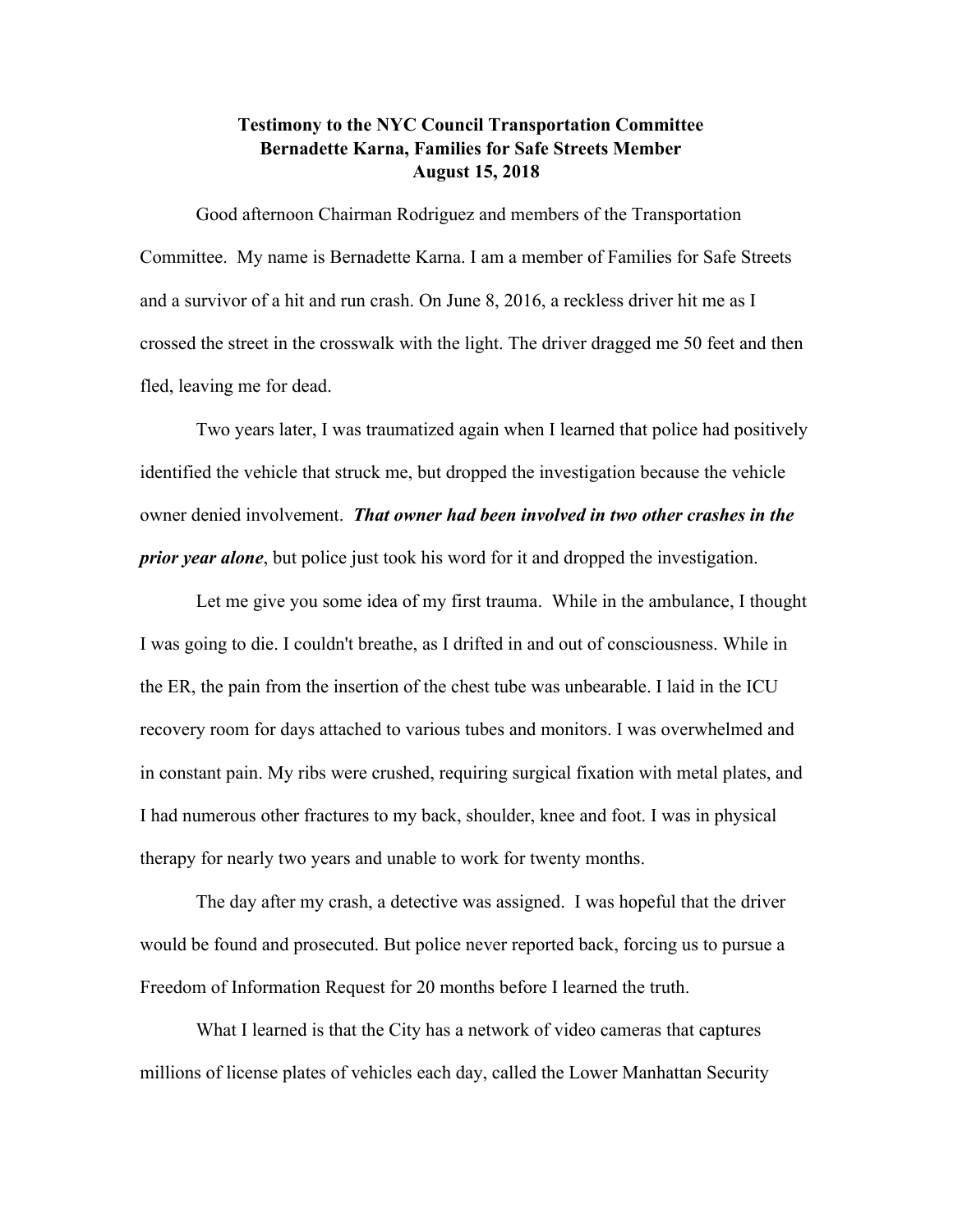**Testimony to the NYC Council Transportation Committee**
**Bernadette Karna, Families for Safe Streets Member**
**August 15, 2018**

Good afternoon Chairman Rodriguez and members of the Transportation Committee. My name is Bernadette Karna. I am a member of Families for Safe Streets and a survivor of a hit and run crash. On June 8, 2016, a reckless driver hit me as I crossed the street in the crosswalk with the light. The driver dragged me 50 feet and then fled, leaving me for dead.

Two years later, I was traumatized again when I learned that police had positively identified the vehicle that struck me, but dropped the investigation because the vehicle owner denied involvement. ***That owner had been involved in two other crashes in the prior year alone***, but police just took his word for it and dropped the investigation.

Let me give you some idea of my first trauma. While in the ambulance, I thought I was going to die. I couldn't breathe, as I drifted in and out of consciousness. While in the ER, the pain from the insertion of the chest tube was unbearable. I laid in the ICU recovery room for days attached to various tubes and monitors. I was overwhelmed and in constant pain. My ribs were crushed, requiring surgical fixation with metal plates, and I had numerous other fractures to my back, shoulder, knee and foot. I was in physical therapy for nearly two years and unable to work for twenty months.

The day after my crash, a detective was assigned. I was hopeful that the driver would be found and prosecuted. But police never reported back, forcing us to pursue a Freedom of Information Request for 20 months before I learned the truth.

What I learned is that the City has a network of video cameras that captures millions of license plates of vehicles each day, called the Lower Manhattan Security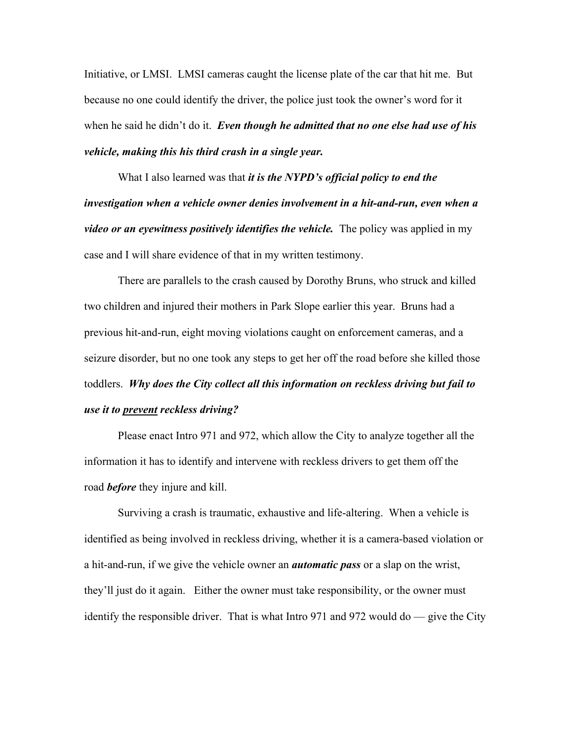Initiative, or LMSI. LMSI cameras caught the license plate of the car that hit me. But because no one could identify the driver, the police just took the owner's word for it when he said he didn't do it. ***Even though he admitted that no one else had use of his vehicle, making this his third crash in a single year.***

What I also learned was that ***it is the NYPD's official policy to end the investigation when a vehicle owner denies involvement in a hit-and-run, even when a video or an eyewitness positively identifies the vehicle.*** The policy was applied in my case and I will share evidence of that in my written testimony.

There are parallels to the crash caused by Dorothy Bruns, who struck and killed two children and injured their mothers in Park Slope earlier this year. Bruns had a previous hit-and-run, eight moving violations caught on enforcement cameras, and a seizure disorder, but no one took any steps to get her off the road before she killed those toddlers. ***Why does the City collect all this information on reckless driving but fail to use it to <u>prevent</u> reckless driving?***

Please enact Intro 971 and 972, which allow the City to analyze together all the information it has to identify and intervene with reckless drivers to get them off the road ***before*** they injure and kill.

Surviving a crash is traumatic, exhaustive and life-altering. When a vehicle is identified as being involved in reckless driving, whether it is a camera-based violation or a hit-and-run, if we give the vehicle owner an ***automatic pass*** or a slap on the wrist, they'll just do it again. Either the owner must take responsibility, or the owner must identify the responsible driver. That is what Intro 971 and 972 would do — give the City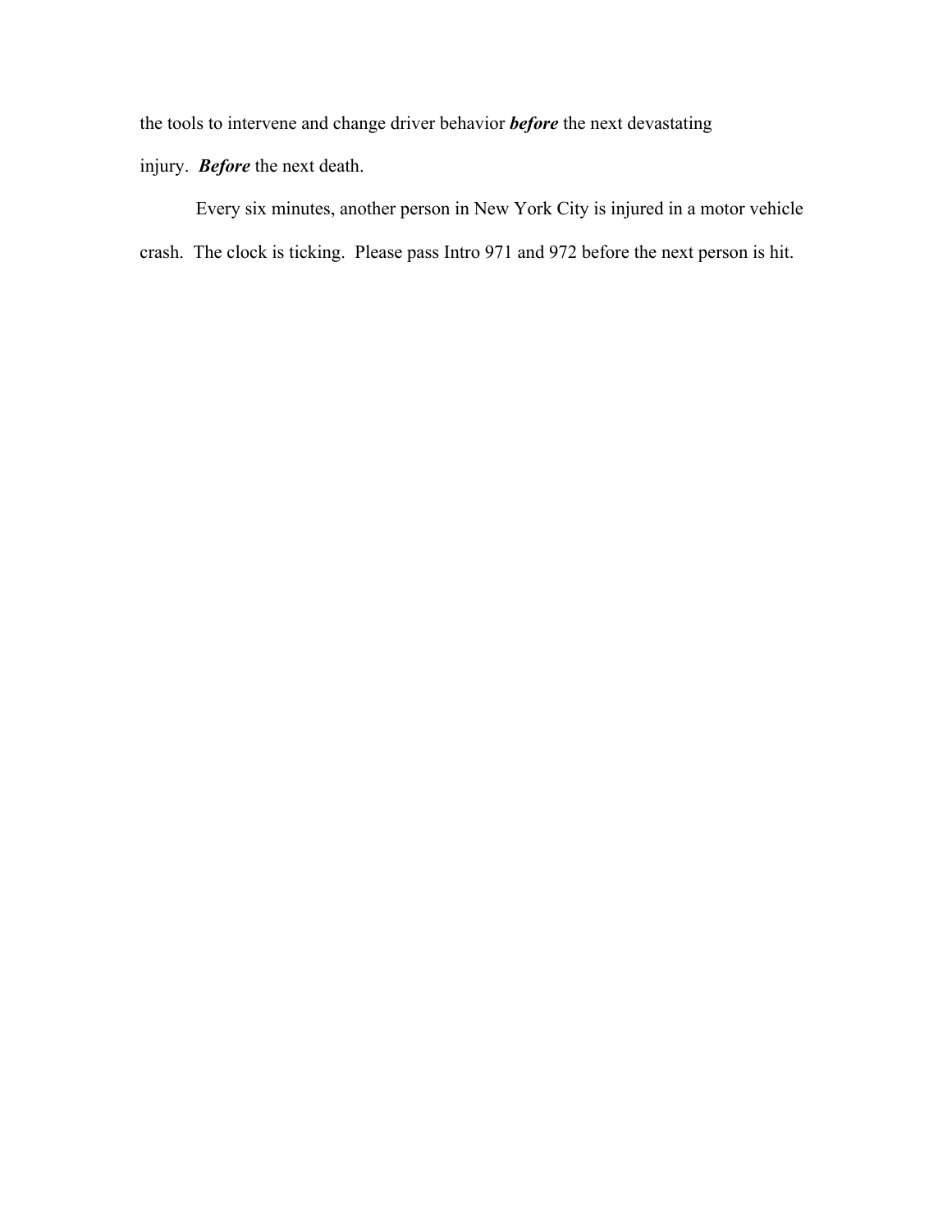the tools to intervene and change driver behavior ***before*** the next devastating injury. ***Before*** the next death.

Every six minutes, another person in New York City is injured in a motor vehicle crash. The clock is ticking. Please pass Intro 971 and 972 before the next person is hit.